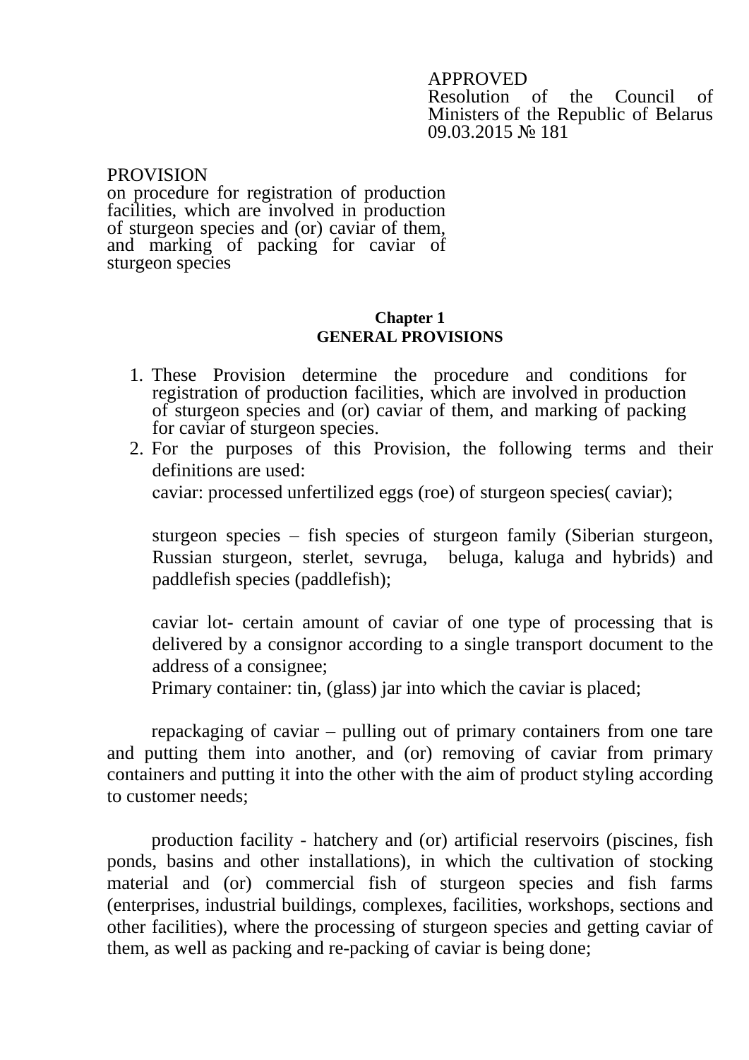APPROVED
Resolution of the Council of Ministers of the Republic of Belarus
09.03.2015 № 181

PROVISION
on procedure for registration of production facilities, which are involved in production of sturgeon species and (or) caviar of them, and marking of packing for caviar of sturgeon species

## Chapter 1
## GENERAL PROVISIONS

1. These Provision determine the procedure and conditions for registration of production facilities, which are involved in production of sturgeon species and (or) caviar of them, and marking of packing for caviar of sturgeon species.
2. For the purposes of this Provision, the following terms and their definitions are used:

   caviar: processed unfertilized eggs (roe) of sturgeon species( caviar);

   sturgeon species – fish species of sturgeon family (Siberian sturgeon, Russian sturgeon, sterlet, sevruga, beluga, kaluga and hybrids) and paddlefish species (paddlefish);

   caviar lot- certain amount of caviar of one type of processing that is delivered by a consignor according to a single transport document to the address of a consignee;

   Primary container: tin, (glass) jar into which the caviar is placed;

repackaging of caviar – pulling out of primary containers from one tare and putting them into another, and (or) removing of caviar from primary containers and putting it into the other with the aim of product styling according to customer needs;

production facility - hatchery and (or) artificial reservoirs (piscines, fish ponds, basins and other installations), in which the cultivation of stocking material and (or) commercial fish of sturgeon species and fish farms (enterprises, industrial buildings, complexes, facilities, workshops, sections and other facilities), where the processing of sturgeon species and getting caviar of them, as well as packing and re-packing of caviar is being done;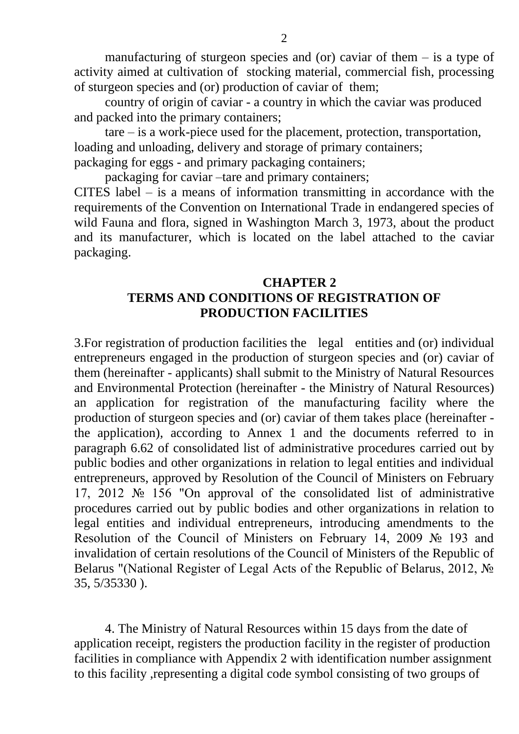manufacturing of sturgeon species and (or) caviar of them – is a type of activity aimed at cultivation of stocking material, commercial fish, processing of sturgeon species and (or) production of caviar of them;

country of origin of caviar - a country in which the caviar was produced and packed into the primary containers;

tare – is a work-piece used for the placement, protection, transportation, loading and unloading, delivery and storage of primary containers;

packaging for eggs - and primary packaging containers;

packaging for caviar –tare and primary containers;

CITES label – is a means of information transmitting in accordance with the requirements of the Convention on International Trade in endangered species of wild Fauna and flora, signed in Washington March 3, 1973, about the product and its manufacturer, which is located on the label attached to the caviar packaging.

## CHAPTER 2
## TERMS AND CONDITIONS OF REGISTRATION OF PRODUCTION FACILITIES

3.For registration of production facilities the legal entities and (or) individual entrepreneurs engaged in the production of sturgeon species and (or) caviar of them (hereinafter - applicants) shall submit to the Ministry of Natural Resources and Environmental Protection (hereinafter - the Ministry of Natural Resources) an application for registration of the manufacturing facility where the production of sturgeon species and (or) caviar of them takes place (hereinafter - the application), according to Annex 1 and the documents referred to in paragraph 6.62 of consolidated list of administrative procedures carried out by public bodies and other organizations in relation to legal entities and individual entrepreneurs, approved by Resolution of the Council of Ministers on February 17, 2012 № 156 "On approval of the consolidated list of administrative procedures carried out by public bodies and other organizations in relation to legal entities and individual entrepreneurs, introducing amendments to the Resolution of the Council of Ministers on February 14, 2009 № 193 and invalidation of certain resolutions of the Council of Ministers of the Republic of Belarus "(National Register of Legal Acts of the Republic of Belarus, 2012, № 35, 5/35330 ).

4. The Ministry of Natural Resources within 15 days from the date of application receipt, registers the production facility in the register of production facilities in compliance with Appendix 2 with identification number assignment to this facility ,representing a digital code symbol consisting of two groups of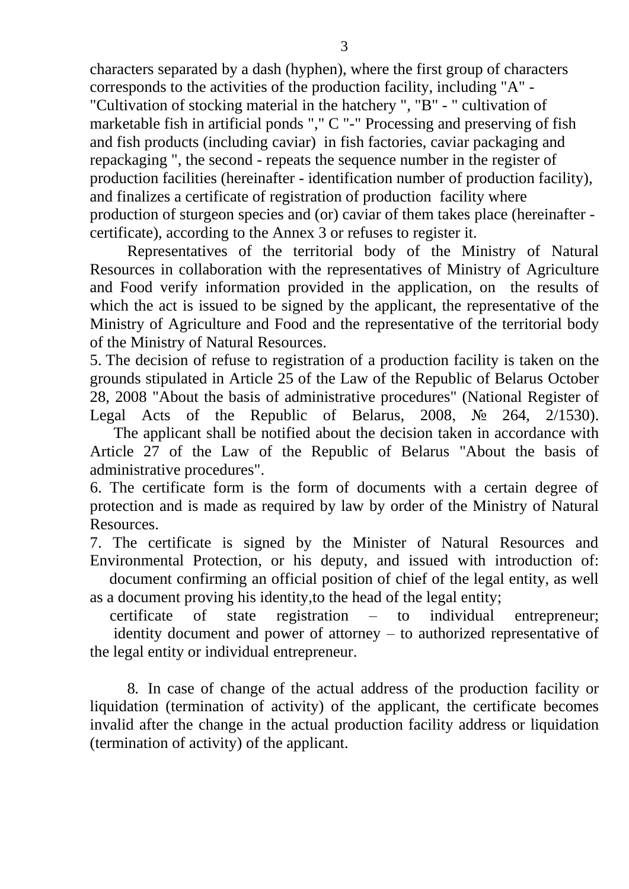characters separated by a dash (hyphen), where the first group of characters corresponds to the activities of the production facility, including "A" - "Cultivation of stocking material in the hatchery ", "B" - " cultivation of marketable fish in artificial ponds "," C "-" Processing and preserving of fish and fish products (including caviar) in fish factories, caviar packaging and repackaging ", the second - repeats the sequence number in the register of production facilities (hereinafter - identification number of production facility), and finalizes a certificate of registration of production facility where production of sturgeon species and (or) caviar of them takes place (hereinafter - certificate), according to the Annex 3 or refuses to register it.

Representatives of the territorial body of the Ministry of Natural Resources in collaboration with the representatives of Ministry of Agriculture and Food verify information provided in the application, on the results of which the act is issued to be signed by the applicant, the representative of the Ministry of Agriculture and Food and the representative of the territorial body of the Ministry of Natural Resources.

5. The decision of refuse to registration of a production facility is taken on the grounds stipulated in Article 25 of the Law of the Republic of Belarus October 28, 2008 "About the basis of administrative procedures" (National Register of Legal Acts of the Republic of Belarus, 2008, № 264, 2/1530).

The applicant shall be notified about the decision taken in accordance with Article 27 of the Law of the Republic of Belarus "About the basis of administrative procedures".

6. The certificate form is the form of documents with a certain degree of protection and is made as required by law by order of the Ministry of Natural Resources.

7. The certificate is signed by the Minister of Natural Resources and Environmental Protection, or his deputy, and issued with introduction of:

document confirming an official position of chief of the legal entity, as well as a document proving his identity,to the head of the legal entity;

certificate of state registration – to individual entrepreneur;

identity document and power of attorney – to authorized representative of the legal entity or individual entrepreneur.

8. In case of change of the actual address of the production facility or liquidation (termination of activity) of the applicant, the certificate becomes invalid after the change in the actual production facility address or liquidation (termination of activity) of the applicant.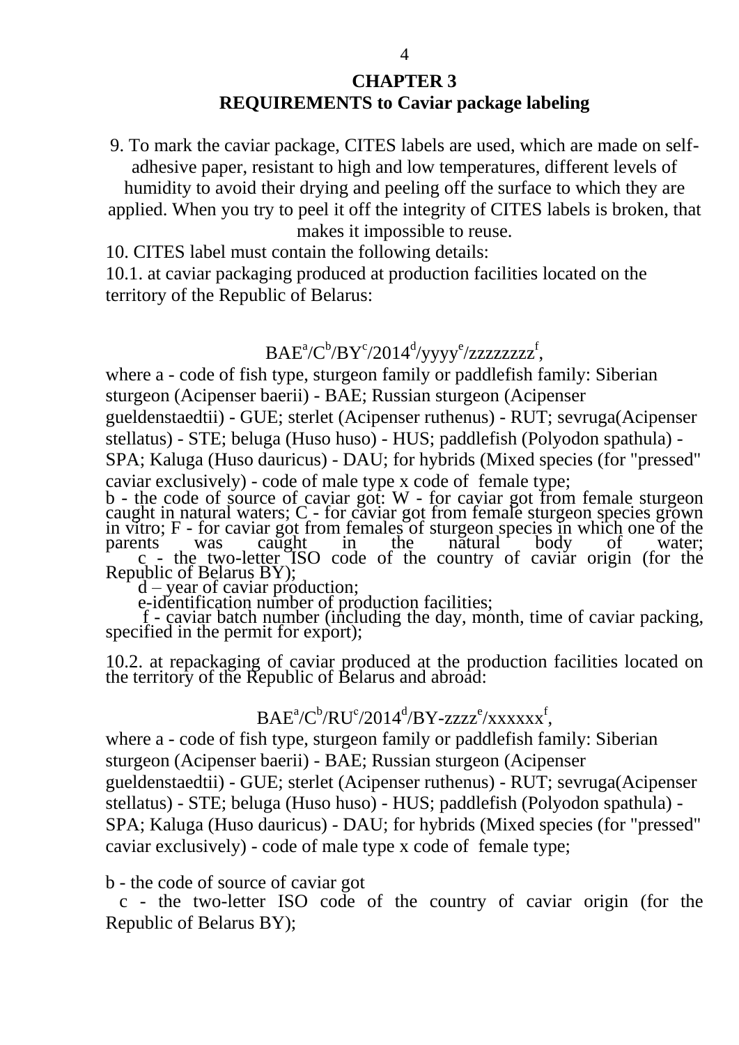# CHAPTER 3
## REQUIREMENTS to Caviar package labeling

9. To mark the caviar package, CITES labels are used, which are made on self-adhesive paper, resistant to high and low temperatures, different levels of humidity to avoid their drying and peeling off the surface to which they are applied. When you try to peel it off the integrity of CITES labels is broken, that makes it impossible to reuse.

10. CITES label must contain the following details:

10.1. at caviar packaging produced at production facilities located on the territory of the Republic of Belarus:

$$BAE^{a}/C^{b}/BY^{c}/2014^{d}/yyyy^{e}/zzzzzzzz^{f},$$

where a - code of fish type, sturgeon family or paddlefish family: Siberian sturgeon (Acipenser baerii) - BAE; Russian sturgeon (Acipenser gueldenstaedtii) - GUE; sterlet (Acipenser ruthenus) - RUT; sevruga(Acipenser stellatus) - STE; beluga (Huso huso) - HUS; paddlefish (Polyodon spathula) - SPA; Kaluga (Huso dauricus) - DAU; for hybrids (Mixed species (for "pressed" caviar exclusively) - code of male type x code of female type;

b - the code of source of caviar got: W - for caviar got from female sturgeon caught in natural waters; C - for caviar got from female sturgeon species grown in vitro; F - for caviar got from females of sturgeon species in which one of the parents was caught in the natural body of water;

c - the two-letter ISO code of the country of caviar origin (for the Republic of Belarus BY);

d – year of caviar production;

e-identification number of production facilities;

f - caviar batch number (including the day, month, time of caviar packing, specified in the permit for export);

10.2. at repackaging of caviar produced at the production facilities located on the territory of the Republic of Belarus and abroad:

$$BAE^{a}/C^{b}/RU^{c}/2014^{d}/BY\text{-}zzzz^{e}/xxxxxx^{f},$$

where a - code of fish type, sturgeon family or paddlefish family: Siberian sturgeon (Acipenser baerii) - BAE; Russian sturgeon (Acipenser gueldenstaedtii) - GUE; sterlet (Acipenser ruthenus) - RUT; sevruga(Acipenser stellatus) - STE; beluga (Huso huso) - HUS; paddlefish (Polyodon spathula) - SPA; Kaluga (Huso dauricus) - DAU; for hybrids (Mixed species (for "pressed" caviar exclusively) - code of male type x code of female type;

b - the code of source of caviar got

c - the two-letter ISO code of the country of caviar origin (for the Republic of Belarus BY);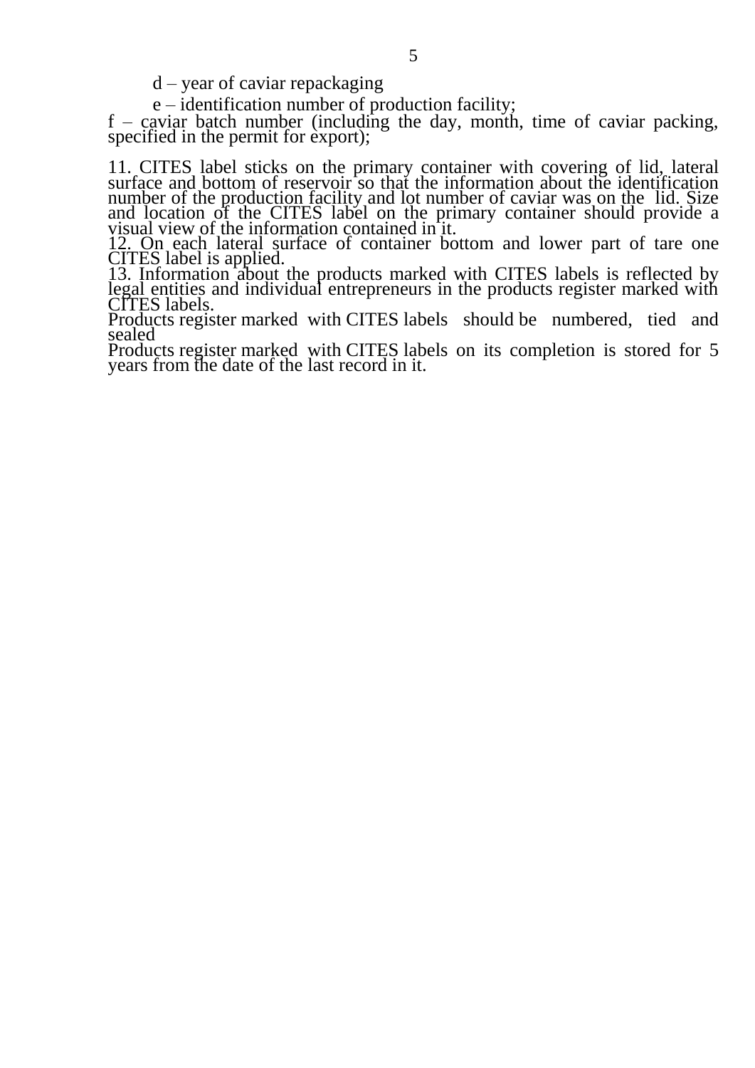d – year of caviar repackaging

e – identification number of production facility;

f – caviar batch number (including the day, month, time of caviar packing, specified in the permit for export);

11. CITES label sticks on the primary container with covering of lid, lateral surface and bottom of reservoir so that the information about the identification number of the production facility and lot number of caviar was on the lid. Size and location of the CITES label on the primary container should provide a visual view of the information contained in it.

12. On each lateral surface of container bottom and lower part of tare one CITES label is applied.

13. Information about the products marked with CITES labels is reflected by legal entities and individual entrepreneurs in the products register marked with CITES labels.

Products register marked with CITES labels should be numbered, tied and sealed

Products register marked with CITES labels on its completion is stored for 5 years from the date of the last record in it.